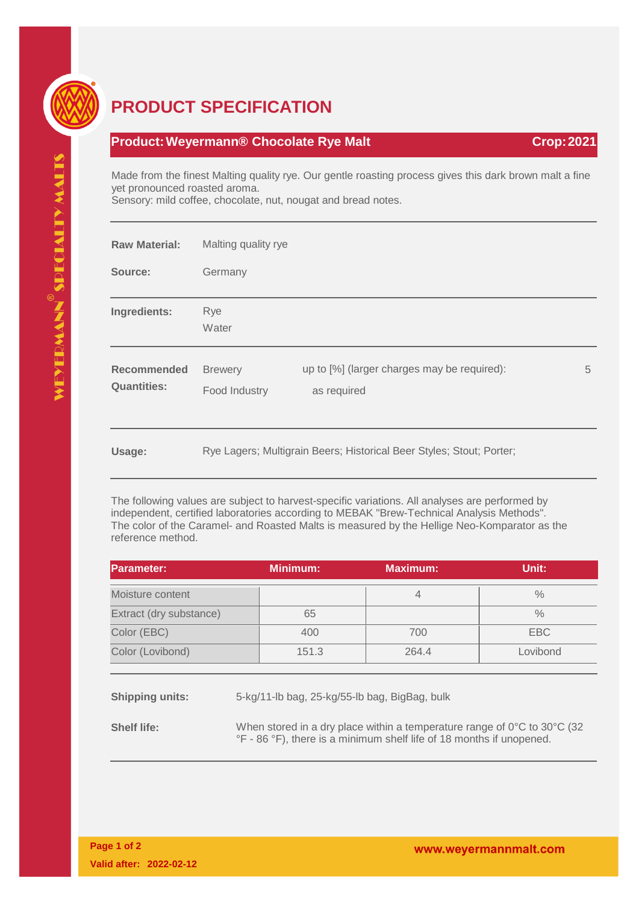# PRODUCT SPECIFICATION

**Product: Weyermann® Chocolate Rye Malt** **Crop: 2021**

Made from the finest Malting quality rye. Our gentle roasting process gives this dark brown malt a fine yet pronounced roasted aroma.
Sensory: mild coffee, chocolate, nut, nougat and bread notes.

**Raw Material:** Malting quality rye

**Source:** Germany

**Ingredients:** Rye
Water

**Recommended Quantities:**

| | | |
|---|---|---|
| Brewery | up to [%] (larger charges may be required): | 5 |
| Food Industry | as required | |

**Usage:** Rye Lagers; Multigrain Beers; Historical Beer Styles; Stout; Porter;

The following values are subject to harvest-specific variations. All analyses are performed by independent, certified laboratories according to MEBAK "Brew-Technical Analysis Methods". The color of the Caramel- and Roasted Malts is measured by the Hellige Neo-Komparator as the reference method.

| Parameter: | Minimum: | Maximum: | Unit: |
|---|---|---|---|
| Moisture content | | 4 | % |
| Extract (dry substance) | 65 | | % |
| Color (EBC) | 400 | 700 | EBC |
| Color (Lovibond) | 151.3 | 264.4 | Lovibond |

**Shipping units:** 5-kg/11-lb bag, 25-kg/55-lb bag, BigBag, bulk

**Shelf life:** When stored in a dry place within a temperature range of 0°C to 30°C (32 °F - 86 °F), there is a minimum shelf life of 18 months if unopened.

Valid after: 2022-02-12

www.weyermannmalt.com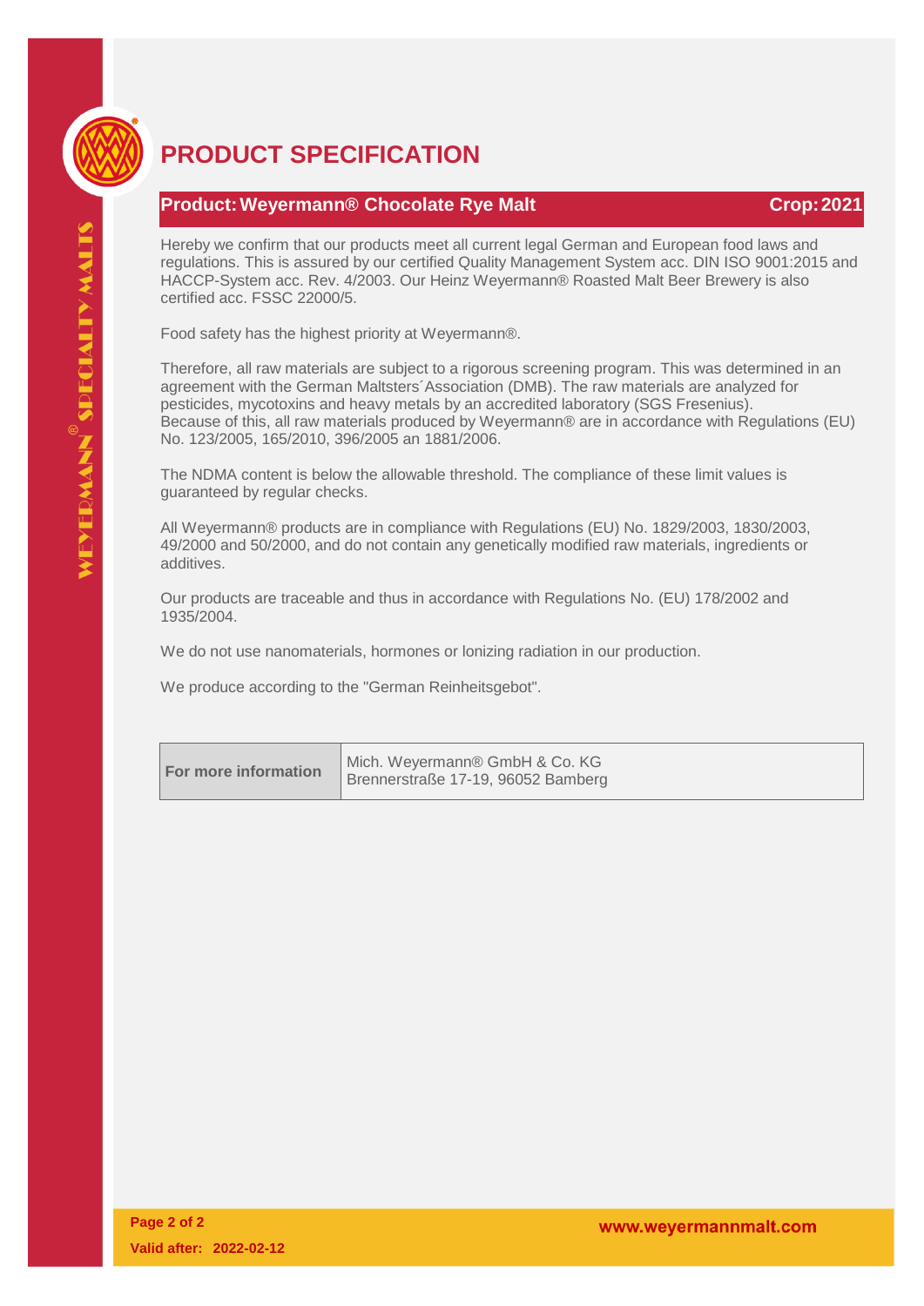# PRODUCT SPECIFICATION

**Product: Weyermann® Chocolate Rye Malt** **Crop: 2021**

Hereby we confirm that our products meet all current legal German and European food laws and regulations. This is assured by our certified Quality Management System acc. DIN ISO 9001:2015 and HACCP-System acc. Rev. 4/2003. Our Heinz Weyermann® Roasted Malt Beer Brewery is also certified acc. FSSC 22000/5.

Food safety has the highest priority at Weyermann®.

Therefore, all raw materials are subject to a rigorous screening program. This was determined in an agreement with the German Maltsters´Association (DMB). The raw materials are analyzed for pesticides, mycotoxins and heavy metals by an accredited laboratory (SGS Fresenius). Because of this, all raw materials produced by Weyermann® are in accordance with Regulations (EU) No. 123/2005, 165/2010, 396/2005 an 1881/2006.

The NDMA content is below the allowable threshold. The compliance of these limit values is guaranteed by regular checks.

All Weyermann® products are in compliance with Regulations (EU) No. 1829/2003, 1830/2003, 49/2000 and 50/2000, and do not contain any genetically modified raw materials, ingredients or additives.

Our products are traceable and thus in accordance with Regulations No. (EU) 178/2002 and 1935/2004.

We do not use nanomaterials, hormones or Ionizing radiation in our production.

We produce according to the "German Reinheitsgebot".

| | |
|---|---|
| **For more information** | Mich. Weyermann® GmbH & Co. KG<br>Brennerstraße 17-19, 96052 Bamberg |

**Valid after: 2022-02-12**

**www.weyermannmalt.com**